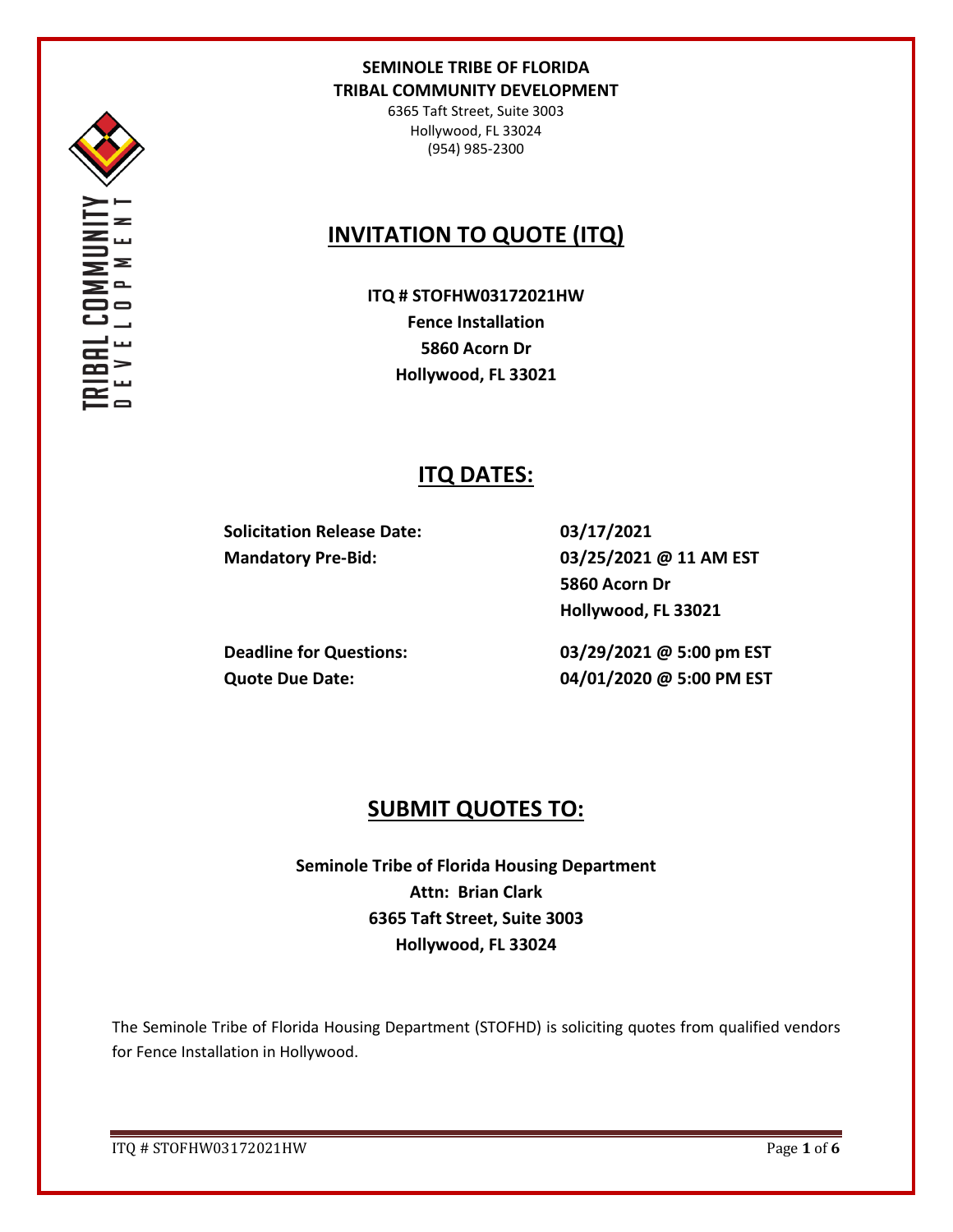**SEMINOLE TRIBE OF FLORIDA**
**TRIBAL COMMUNITY DEVELOPMENT**
6365 Taft Street, Suite 3003
Hollywood, FL 33024
(954) 985-2300

# INVITATION TO QUOTE (ITQ)

**ITQ # STOFHW03172021HW**
**Fence Installation**
**5860 Acorn Dr**
**Hollywood, FL 33021**

## ITQ DATES:

| | |
|---|---|
| **Solicitation Release Date:** | **03/17/2021** |
| **Mandatory Pre-Bid:** | **03/25/2021 @ 11 AM EST**<br>**5860 Acorn Dr**<br>**Hollywood, FL 33021** |
| **Deadline for Questions:** | **03/29/2021 @ 5:00 pm EST** |
| **Quote Due Date:** | **04/01/2020 @ 5:00 PM EST** |

## SUBMIT QUOTES TO:

**Seminole Tribe of Florida Housing Department**
**Attn: Brian Clark**
**6365 Taft Street, Suite 3003**
**Hollywood, FL 33024**

The Seminole Tribe of Florida Housing Department (STOFHD) is soliciting quotes from qualified vendors for Fence Installation in Hollywood.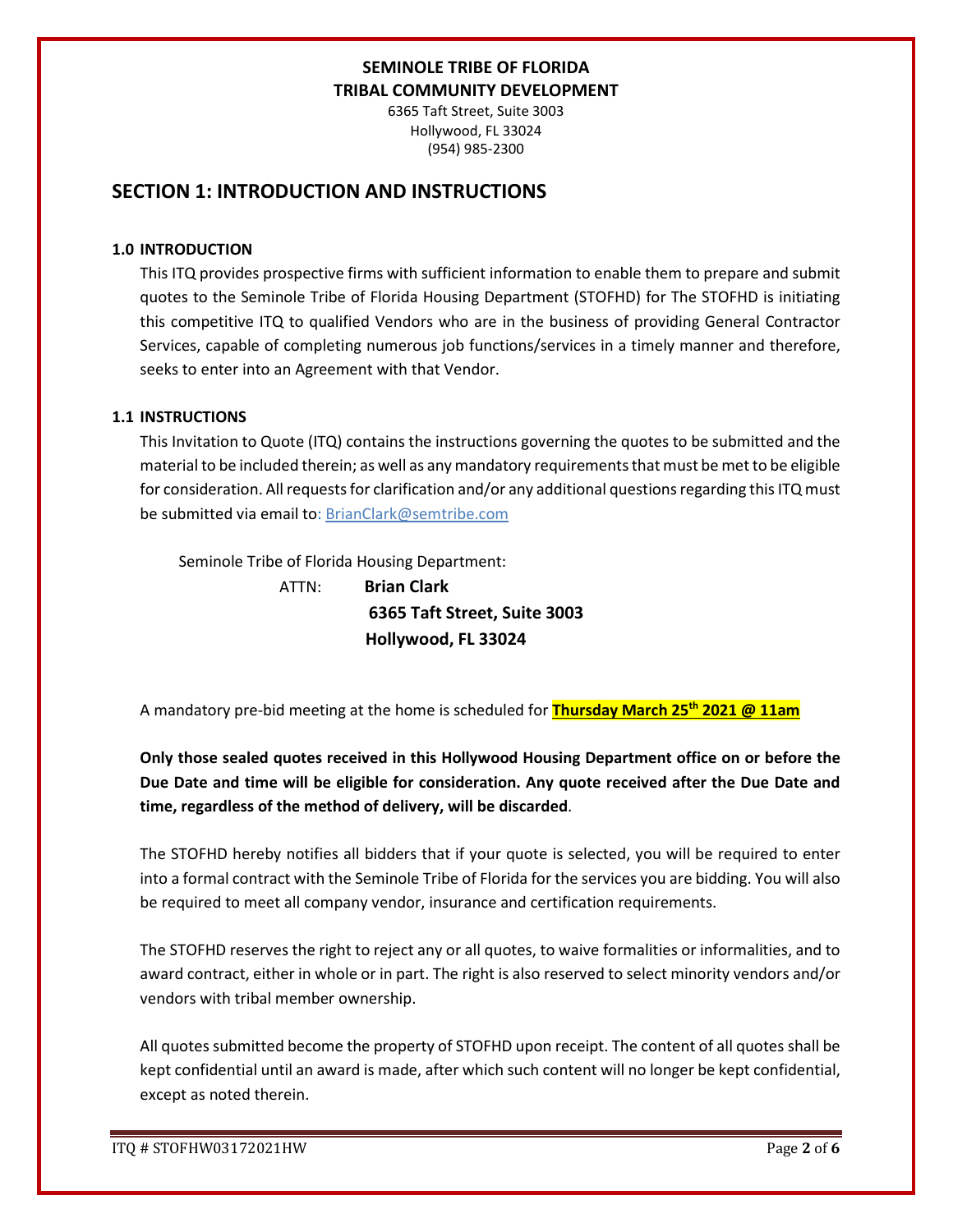**SEMINOLE TRIBE OF FLORIDA**
**TRIBAL COMMUNITY DEVELOPMENT**
6365 Taft Street, Suite 3003
Hollywood, FL 33024
(954) 985-2300

## SECTION 1: INTRODUCTION AND INSTRUCTIONS

### 1.0 INTRODUCTION

This ITQ provides prospective firms with sufficient information to enable them to prepare and submit quotes to the Seminole Tribe of Florida Housing Department (STOFHD) for The STOFHD is initiating this competitive ITQ to qualified Vendors who are in the business of providing General Contractor Services, capable of completing numerous job functions/services in a timely manner and therefore, seeks to enter into an Agreement with that Vendor.

### 1.1 INSTRUCTIONS

This Invitation to Quote (ITQ) contains the instructions governing the quotes to be submitted and the material to be included therein; as well as any mandatory requirements that must be met to be eligible for consideration. All requests for clarification and/or any additional questions regarding this ITQ must be submitted via email to: BrianClark@semtribe.com

Seminole Tribe of Florida Housing Department:

ATTN: **Brian Clark**
**6365 Taft Street, Suite 3003**
**Hollywood, FL 33024**

A mandatory pre-bid meeting at the home is scheduled for **Thursday March 25th 2021 @ 11am**

**Only those sealed quotes received in this Hollywood Housing Department office on or before the Due Date and time will be eligible for consideration. Any quote received after the Due Date and time, regardless of the method of delivery, will be discarded**.

The STOFHD hereby notifies all bidders that if your quote is selected, you will be required to enter into a formal contract with the Seminole Tribe of Florida for the services you are bidding. You will also be required to meet all company vendor, insurance and certification requirements.

The STOFHD reserves the right to reject any or all quotes, to waive formalities or informalities, and to award contract, either in whole or in part. The right is also reserved to select minority vendors and/or vendors with tribal member ownership.

All quotes submitted become the property of STOFHD upon receipt. The content of all quotes shall be kept confidential until an award is made, after which such content will no longer be kept confidential, except as noted therein.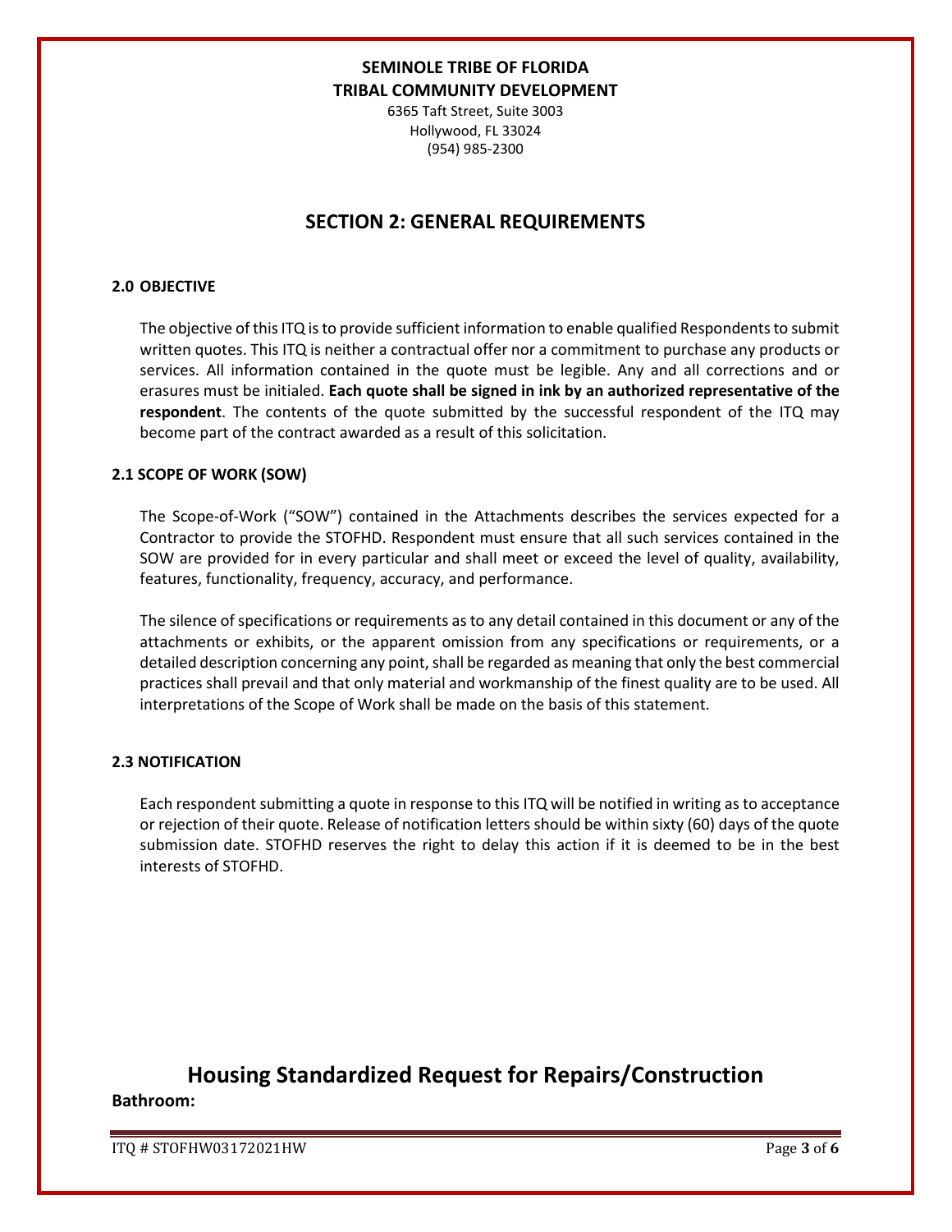**SEMINOLE TRIBE OF FLORIDA**
**TRIBAL COMMUNITY DEVELOPMENT**
6365 Taft Street, Suite 3003
Hollywood, FL 33024
(954) 985-2300

## SECTION 2: GENERAL REQUIREMENTS

### 2.0 OBJECTIVE

The objective of this ITQ is to provide sufficient information to enable qualified Respondents to submit written quotes. This ITQ is neither a contractual offer nor a commitment to purchase any products or services. All information contained in the quote must be legible. Any and all corrections and or erasures must be initialed. **Each quote shall be signed in ink by an authorized representative of the respondent**. The contents of the quote submitted by the successful respondent of the ITQ may become part of the contract awarded as a result of this solicitation.

### 2.1 SCOPE OF WORK (SOW)

The Scope-of-Work ("SOW") contained in the Attachments describes the services expected for a Contractor to provide the STOFHD. Respondent must ensure that all such services contained in the SOW are provided for in every particular and shall meet or exceed the level of quality, availability, features, functionality, frequency, accuracy, and performance.

The silence of specifications or requirements as to any detail contained in this document or any of the attachments or exhibits, or the apparent omission from any specifications or requirements, or a detailed description concerning any point, shall be regarded as meaning that only the best commercial practices shall prevail and that only material and workmanship of the finest quality are to be used. All interpretations of the Scope of Work shall be made on the basis of this statement.

### 2.3 NOTIFICATION

Each respondent submitting a quote in response to this ITQ will be notified in writing as to acceptance or rejection of their quote. Release of notification letters should be within sixty (60) days of the quote submission date. STOFHD reserves the right to delay this action if it is deemed to be in the best interests of STOFHD.

## Housing Standardized Request for Repairs/Construction

**Bathroom:**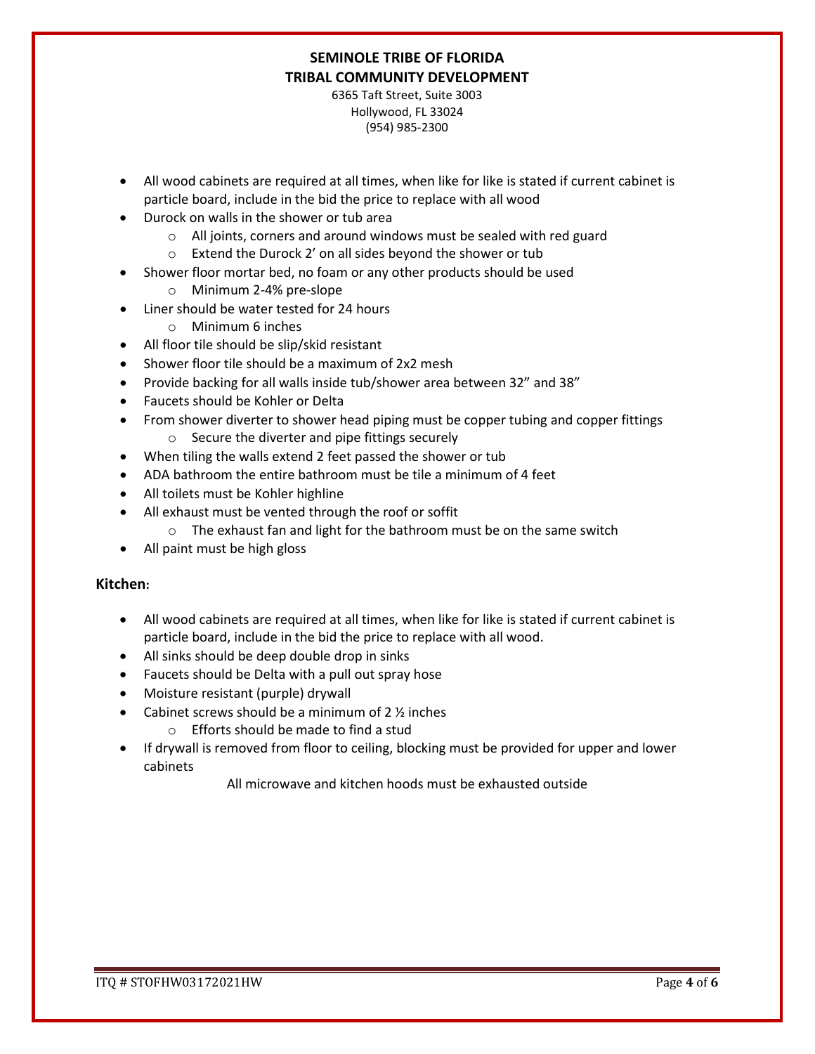- All wood cabinets are required at all times, when like for like is stated if current cabinet is particle board, include in the bid the price to replace with all wood
- Durock on walls in the shower or tub area
  - All joints, corners and around windows must be sealed with red guard
  - Extend the Durock 2' on all sides beyond the shower or tub
- Shower floor mortar bed, no foam or any other products should be used
  - Minimum 2-4% pre-slope
- Liner should be water tested for 24 hours
  - Minimum 6 inches
- All floor tile should be slip/skid resistant
- Shower floor tile should be a maximum of 2x2 mesh
- Provide backing for all walls inside tub/shower area between 32" and 38"
- Faucets should be Kohler or Delta
- From shower diverter to shower head piping must be copper tubing and copper fittings
  - Secure the diverter and pipe fittings securely
- When tiling the walls extend 2 feet passed the shower or tub
- ADA bathroom the entire bathroom must be tile a minimum of 4 feet
- All toilets must be Kohler highline
- All exhaust must be vented through the roof or soffit
  - The exhaust fan and light for the bathroom must be on the same switch
- All paint must be high gloss

### Kitchen:

- All wood cabinets are required at all times, when like for like is stated if current cabinet is particle board, include in the bid the price to replace with all wood.
- All sinks should be deep double drop in sinks
- Faucets should be Delta with a pull out spray hose
- Moisture resistant (purple) drywall
- Cabinet screws should be a minimum of 2 ½ inches
  - Efforts should be made to find a stud
- If drywall is removed from floor to ceiling, blocking must be provided for upper and lower cabinets

All microwave and kitchen hoods must be exhausted outside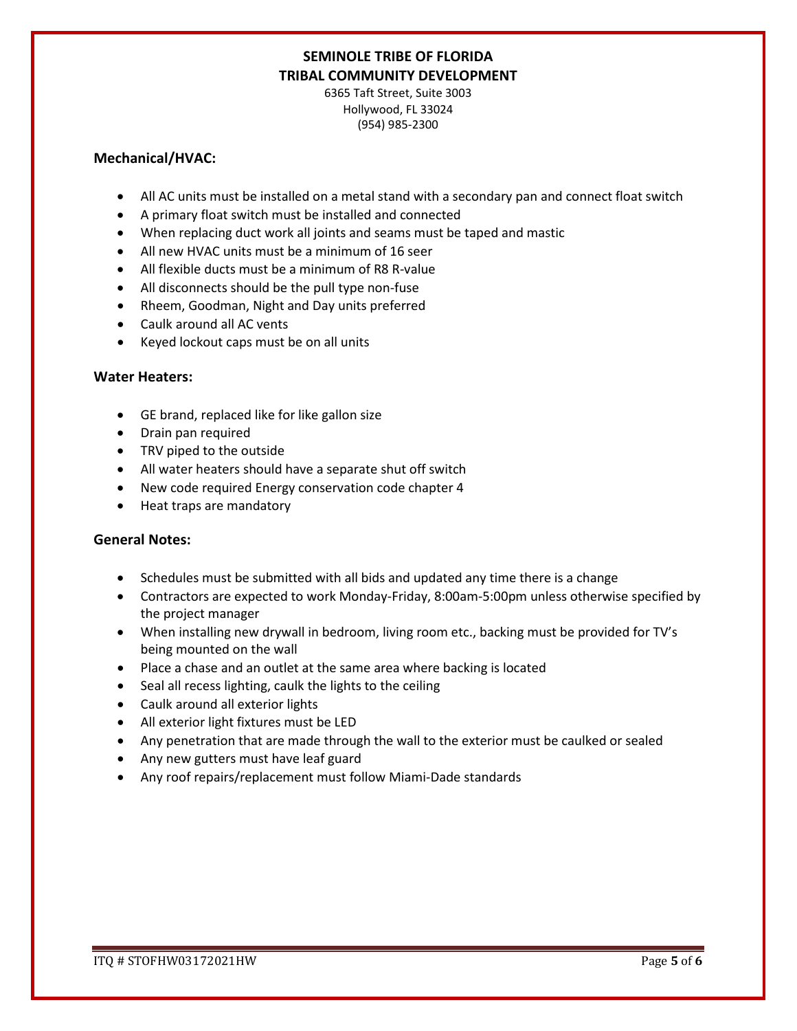**SEMINOLE TRIBE OF FLORIDA**
**TRIBAL COMMUNITY DEVELOPMENT**
6365 Taft Street, Suite 3003
Hollywood, FL 33024
(954) 985-2300

### Mechanical/HVAC:

- All AC units must be installed on a metal stand with a secondary pan and connect float switch
- A primary float switch must be installed and connected
- When replacing duct work all joints and seams must be taped and mastic
- All new HVAC units must be a minimum of 16 seer
- All flexible ducts must be a minimum of R8 R-value
- All disconnects should be the pull type non-fuse
- Rheem, Goodman, Night and Day units preferred
- Caulk around all AC vents
- Keyed lockout caps must be on all units

### Water Heaters:

- GE brand, replaced like for like gallon size
- Drain pan required
- TRV piped to the outside
- All water heaters should have a separate shut off switch
- New code required Energy conservation code chapter 4
- Heat traps are mandatory

### General Notes:

- Schedules must be submitted with all bids and updated any time there is a change
- Contractors are expected to work Monday-Friday, 8:00am-5:00pm unless otherwise specified by the project manager
- When installing new drywall in bedroom, living room etc., backing must be provided for TV's being mounted on the wall
- Place a chase and an outlet at the same area where backing is located
- Seal all recess lighting, caulk the lights to the ceiling
- Caulk around all exterior lights
- All exterior light fixtures must be LED
- Any penetration that are made through the wall to the exterior must be caulked or sealed
- Any new gutters must have leaf guard
- Any roof repairs/replacement must follow Miami-Dade standards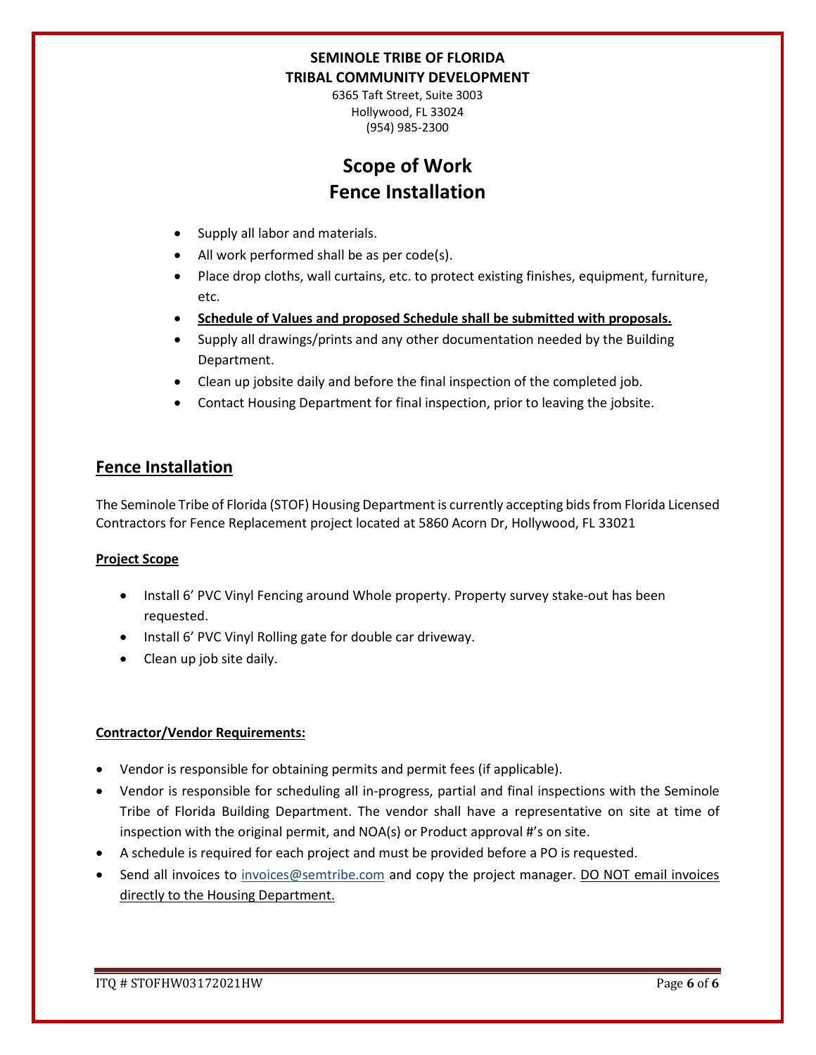**SEMINOLE TRIBE OF FLORIDA**
**TRIBAL COMMUNITY DEVELOPMENT**
6365 Taft Street, Suite 3003
Hollywood, FL 33024
(954) 985-2300

# Scope of Work
# Fence Installation

- Supply all labor and materials.
- All work performed shall be as per code(s).
- Place drop cloths, wall curtains, etc. to protect existing finishes, equipment, furniture, etc.
- <u>**Schedule of Values and proposed Schedule shall be submitted with proposals.**</u>
- Supply all drawings/prints and any other documentation needed by the Building Department.
- Clean up jobsite daily and before the final inspection of the completed job.
- Contact Housing Department for final inspection, prior to leaving the jobsite.

## <u>Fence Installation</u>

The Seminole Tribe of Florida (STOF) Housing Department is currently accepting bids from Florida Licensed Contractors for Fence Replacement project located at 5860 Acorn Dr, Hollywood, FL 33021

### <u>Project Scope</u>

- Install 6' PVC Vinyl Fencing around Whole property. Property survey stake-out has been requested.
- Install 6' PVC Vinyl Rolling gate for double car driveway.
- Clean up job site daily.

### <u>Contractor/Vendor Requirements:</u>

- Vendor is responsible for obtaining permits and permit fees (if applicable).
- Vendor is responsible for scheduling all in-progress, partial and final inspections with the Seminole Tribe of Florida Building Department. The vendor shall have a representative on site at time of inspection with the original permit, and NOA(s) or Product approval #'s on site.
- A schedule is required for each project and must be provided before a PO is requested.
- Send all invoices to invoices@semtribe.com and copy the project manager. <u>DO NOT email invoices directly to the Housing Department.</u>

ITQ # STOFHW03172021HW